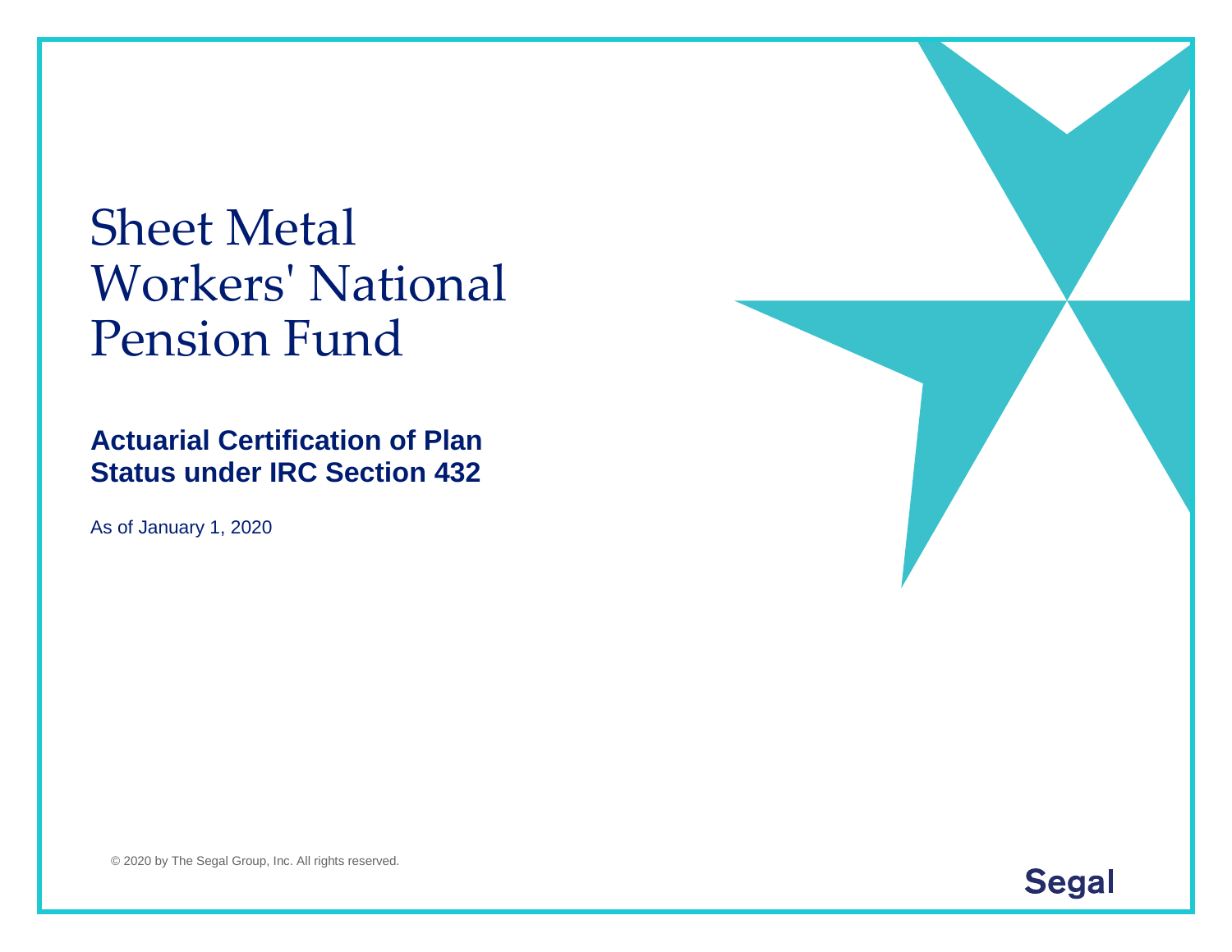# Sheet Metal Workers' National Pension Fund

## Actuarial Certification of Plan Status under IRC Section 432

As of January 1, 2020

© 2020 by The Segal Group, Inc. All rights reserved.

Segal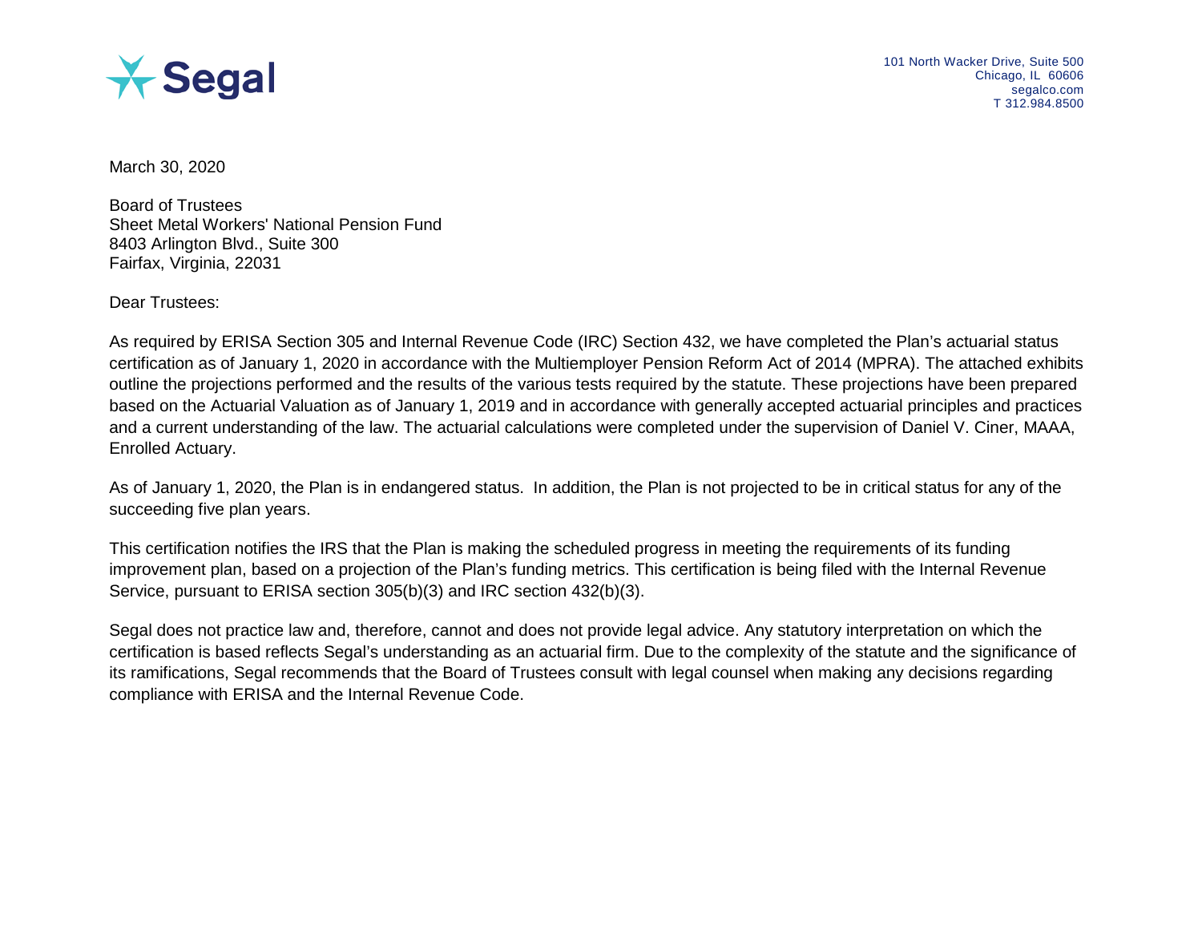101 North Wacker Drive, Suite 500
Chicago, IL 60606
segalco.com
T 312.984.8500

March 30, 2020

Board of Trustees
Sheet Metal Workers' National Pension Fund
8403 Arlington Blvd., Suite 300
Fairfax, Virginia, 22031

Dear Trustees:

As required by ERISA Section 305 and Internal Revenue Code (IRC) Section 432, we have completed the Plan's actuarial status certification as of January 1, 2020 in accordance with the Multiemployer Pension Reform Act of 2014 (MPRA). The attached exhibits outline the projections performed and the results of the various tests required by the statute. These projections have been prepared based on the Actuarial Valuation as of January 1, 2019 and in accordance with generally accepted actuarial principles and practices and a current understanding of the law. The actuarial calculations were completed under the supervision of Daniel V. Ciner, MAAA, Enrolled Actuary.

As of January 1, 2020, the Plan is in endangered status. In addition, the Plan is not projected to be in critical status for any of the succeeding five plan years.

This certification notifies the IRS that the Plan is making the scheduled progress in meeting the requirements of its funding improvement plan, based on a projection of the Plan's funding metrics. This certification is being filed with the Internal Revenue Service, pursuant to ERISA section 305(b)(3) and IRC section 432(b)(3).

Segal does not practice law and, therefore, cannot and does not provide legal advice. Any statutory interpretation on which the certification is based reflects Segal's understanding as an actuarial firm. Due to the complexity of the statute and the significance of its ramifications, Segal recommends that the Board of Trustees consult with legal counsel when making any decisions regarding compliance with ERISA and the Internal Revenue Code.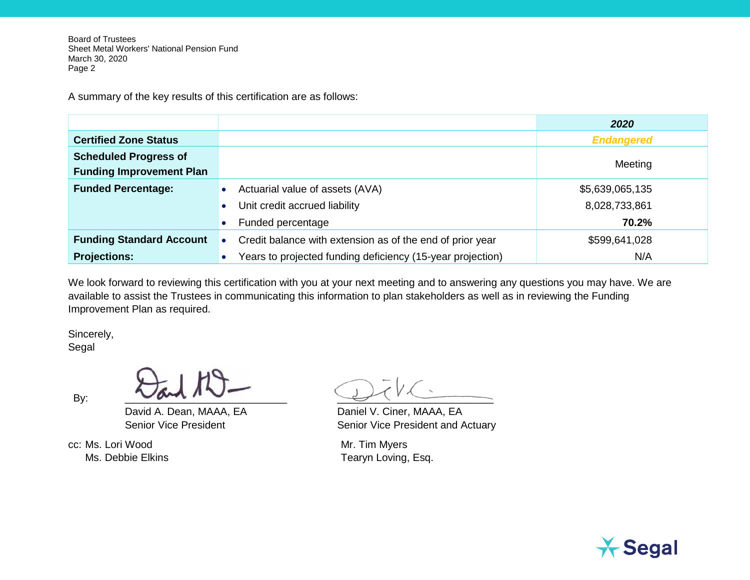Board of Trustees
Sheet Metal Workers' National Pension Fund
March 30, 2020

A summary of the key results of this certification are as follows:

| | | **2020** |
|---|---|---|
| **Certified Zone Status** | | ***Endangered*** |
| **Scheduled Progress of Funding Improvement Plan** | | Meeting |
| **Funded Percentage:** | • Actuarial value of assets (AVA) | $5,639,065,135 |
| | • Unit credit accrued liability | 8,028,733,861 |
| | • Funded percentage | **70.2%** |
| **Funding Standard Account Projections:** | • Credit balance with extension as of the end of prior year | $599,641,028 |
| | • Years to projected funding deficiency (15-year projection) | N/A |

We look forward to reviewing this certification with you at your next meeting and to answering any questions you may have. We are available to assist the Trustees in communicating this information to plan stakeholders as well as in reviewing the Funding Improvement Plan as required.

Sincerely,
Segal

By:

David A. Dean, MAAA, EA
Senior Vice President

Daniel V. Ciner, MAAA, EA
Senior Vice President and Actuary

cc: Ms. Lori Wood
Ms. Debbie Elkins
Mr. Tim Myers
Tearyn Loving, Esq.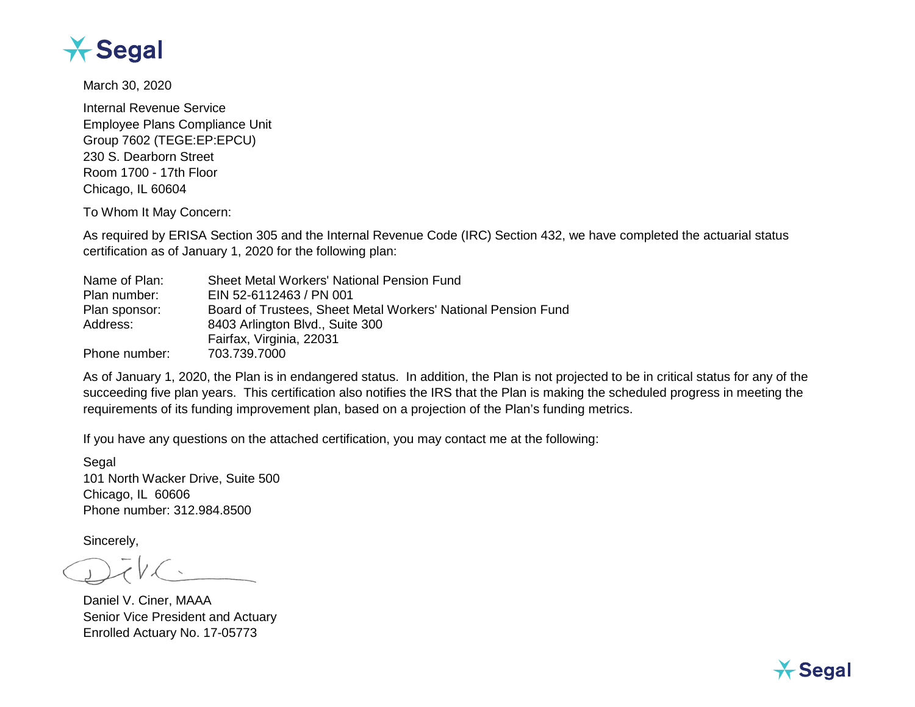March 30, 2020

Internal Revenue Service
Employee Plans Compliance Unit
Group 7602 (TEGE:EP:EPCU)
230 S. Dearborn Street
Room 1700 - 17th Floor
Chicago, IL 60604

To Whom It May Concern:

As required by ERISA Section 305 and the Internal Revenue Code (IRC) Section 432, we have completed the actuarial status certification as of January 1, 2020 for the following plan:

| | |
|---|---|
| Name of Plan: | Sheet Metal Workers' National Pension Fund |
| Plan number: | EIN 52-6112463 / PN 001 |
| Plan sponsor: | Board of Trustees, Sheet Metal Workers' National Pension Fund |
| Address: | 8403 Arlington Blvd., Suite 300<br>Fairfax, Virginia, 22031 |
| Phone number: | 703.739.7000 |

As of January 1, 2020, the Plan is in endangered status. In addition, the Plan is not projected to be in critical status for any of the succeeding five plan years. This certification also notifies the IRS that the Plan is making the scheduled progress in meeting the requirements of its funding improvement plan, based on a projection of the Plan's funding metrics.

If you have any questions on the attached certification, you may contact me at the following:

Segal
101 North Wacker Drive, Suite 500
Chicago, IL 60606
Phone number: 312.984.8500

Sincerely,

Daniel V. Ciner, MAAA
Senior Vice President and Actuary
Enrolled Actuary No. 17-05773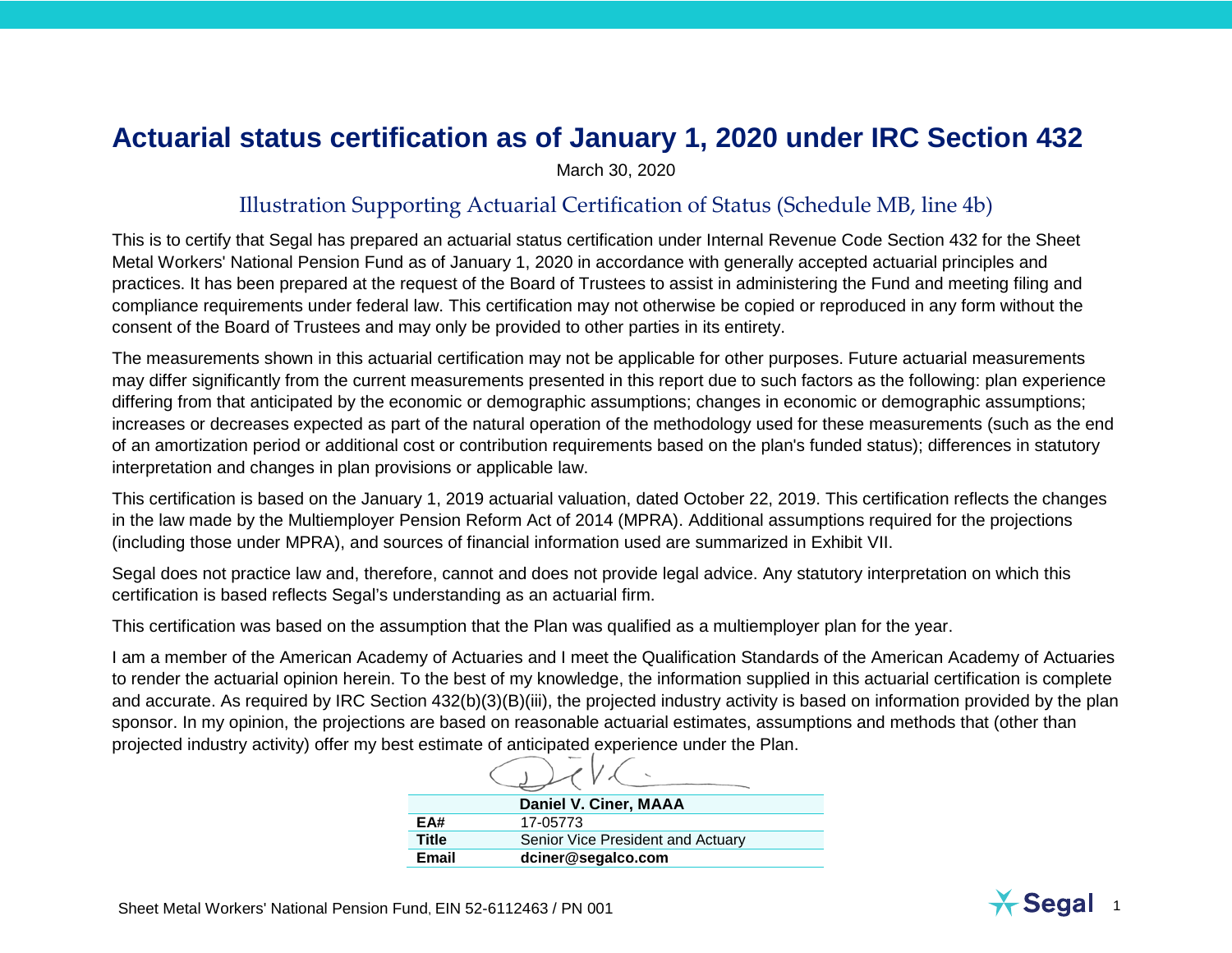# Actuarial status certification as of January 1, 2020 under IRC Section 432

March 30, 2020

## Illustration Supporting Actuarial Certification of Status (Schedule MB, line 4b)

This is to certify that Segal has prepared an actuarial status certification under Internal Revenue Code Section 432 for the Sheet Metal Workers' National Pension Fund as of January 1, 2020 in accordance with generally accepted actuarial principles and practices. It has been prepared at the request of the Board of Trustees to assist in administering the Fund and meeting filing and compliance requirements under federal law. This certification may not otherwise be copied or reproduced in any form without the consent of the Board of Trustees and may only be provided to other parties in its entirety.

The measurements shown in this actuarial certification may not be applicable for other purposes. Future actuarial measurements may differ significantly from the current measurements presented in this report due to such factors as the following: plan experience differing from that anticipated by the economic or demographic assumptions; changes in economic or demographic assumptions; increases or decreases expected as part of the natural operation of the methodology used for these measurements (such as the end of an amortization period or additional cost or contribution requirements based on the plan's funded status); differences in statutory interpretation and changes in plan provisions or applicable law.

This certification is based on the January 1, 2019 actuarial valuation, dated October 22, 2019. This certification reflects the changes in the law made by the Multiemployer Pension Reform Act of 2014 (MPRA). Additional assumptions required for the projections (including those under MPRA), and sources of financial information used are summarized in Exhibit VII.

Segal does not practice law and, therefore, cannot and does not provide legal advice. Any statutory interpretation on which this certification is based reflects Segal's understanding as an actuarial firm.

This certification was based on the assumption that the Plan was qualified as a multiemployer plan for the year.

I am a member of the American Academy of Actuaries and I meet the Qualification Standards of the American Academy of Actuaries to render the actuarial opinion herein. To the best of my knowledge, the information supplied in this actuarial certification is complete and accurate. As required by IRC Section 432(b)(3)(B)(iii), the projected industry activity is based on information provided by the plan sponsor. In my opinion, the projections are based on reasonable actuarial estimates, assumptions and methods that (other than projected industry activity) offer my best estimate of anticipated experience under the Plan.

| Daniel V. Ciner, MAAA | |
|---|---|
| **EA#** | 17-05773 |
| **Title** | Senior Vice President and Actuary |
| **Email** | **dciner@segalco.com** |

Sheet Metal Workers' National Pension Fund, EIN 52-6112463 / PN 001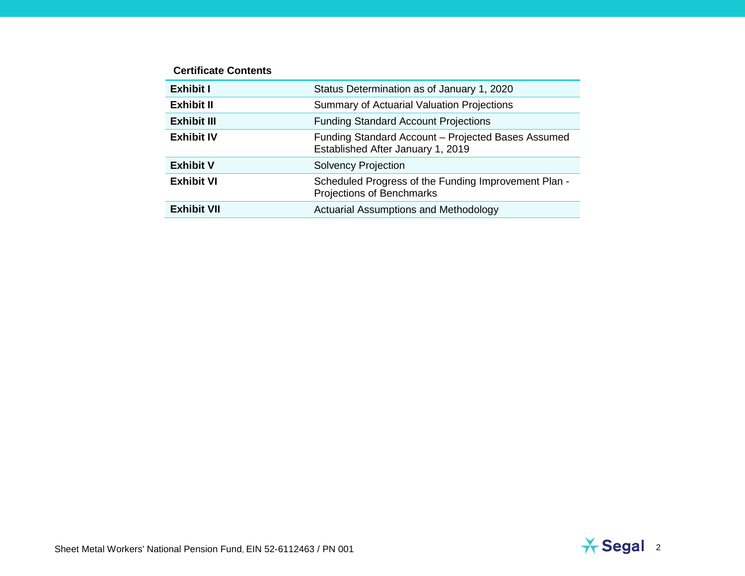**Certificate Contents**

| | |
|---|---|
| **Exhibit I** | Status Determination as of January 1, 2020 |
| **Exhibit II** | Summary of Actuarial Valuation Projections |
| **Exhibit III** | Funding Standard Account Projections |
| **Exhibit IV** | Funding Standard Account – Projected Bases Assumed Established After January 1, 2019 |
| **Exhibit V** | Solvency Projection |
| **Exhibit VI** | Scheduled Progress of the Funding Improvement Plan - Projections of Benchmarks |
| **Exhibit VII** | Actuarial Assumptions and Methodology |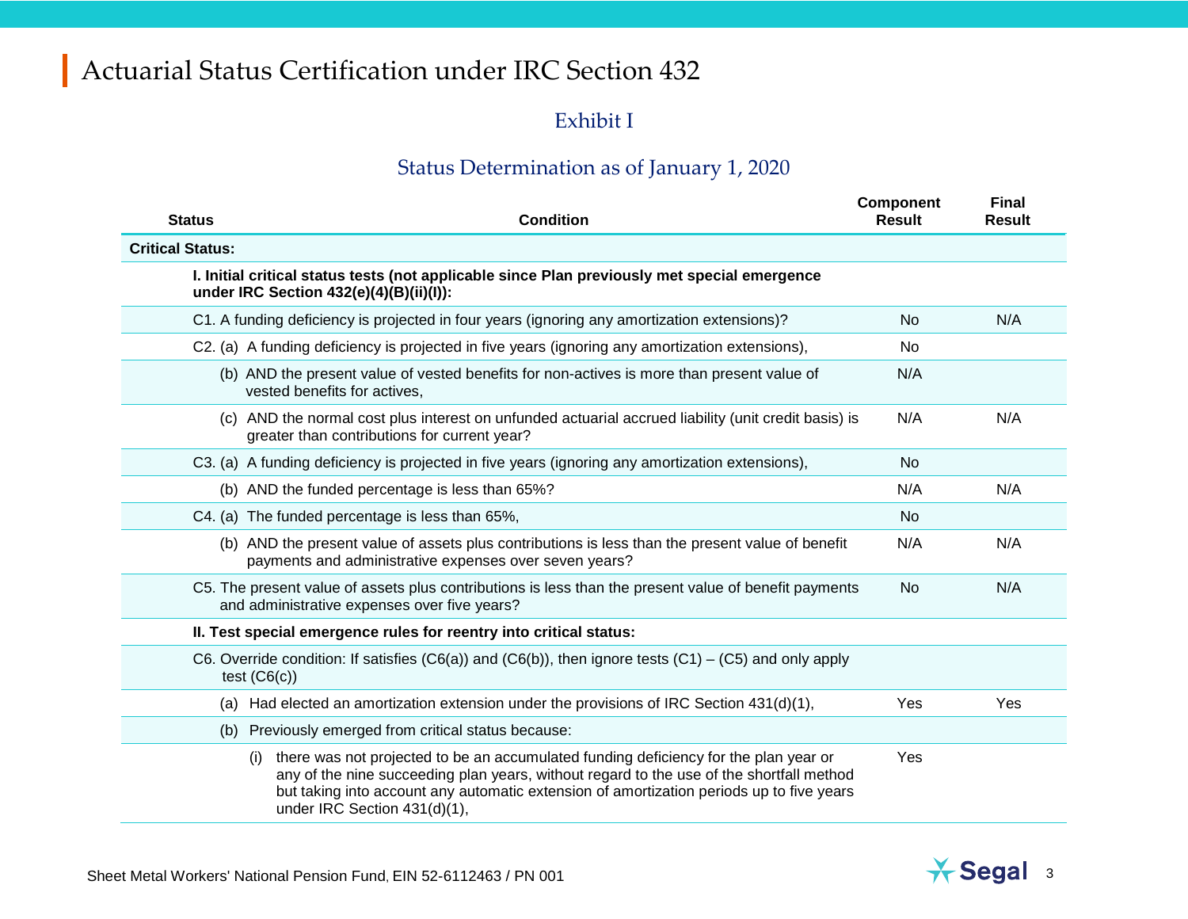# Actuarial Status Certification under IRC Section 432

## Exhibit I

### Status Determination as of January 1, 2020

| Status | Condition | Component Result | Final Result |
|---|---|---|---|
| **Critical Status:** | | | |
| | **I. Initial critical status tests (not applicable since Plan previously met special emergence under IRC Section 432(e)(4)(B)(ii)(I)):** | | |
| | C1. A funding deficiency is projected in four years (ignoring any amortization extensions)? | No | N/A |
| | C2. (a) A funding deficiency is projected in five years (ignoring any amortization extensions), | No | |
| | (b) AND the present value of vested benefits for non-actives is more than present value of vested benefits for actives, | N/A | |
| | (c) AND the normal cost plus interest on unfunded actuarial accrued liability (unit credit basis) is greater than contributions for current year? | N/A | N/A |
| | C3. (a) A funding deficiency is projected in five years (ignoring any amortization extensions), | No | |
| | (b) AND the funded percentage is less than 65%? | N/A | N/A |
| | C4. (a) The funded percentage is less than 65%, | No | |
| | (b) AND the present value of assets plus contributions is less than the present value of benefit payments and administrative expenses over seven years? | N/A | N/A |
| | C5. The present value of assets plus contributions is less than the present value of benefit payments and administrative expenses over five years? | No | N/A |
| | **II. Test special emergence rules for reentry into critical status:** | | |
| | C6. Override condition: If satisfies (C6(a)) and (C6(b)), then ignore tests (C1) – (C5) and only apply test (C6(c)) | | |
| | (a) Had elected an amortization extension under the provisions of IRC Section 431(d)(1), | Yes | Yes |
| | (b) Previously emerged from critical status because: | | |
| | (i) there was not projected to be an accumulated funding deficiency for the plan year or any of the nine succeeding plan years, without regard to the use of the shortfall method but taking into account any automatic extension of amortization periods up to five years under IRC Section 431(d)(1), | Yes | |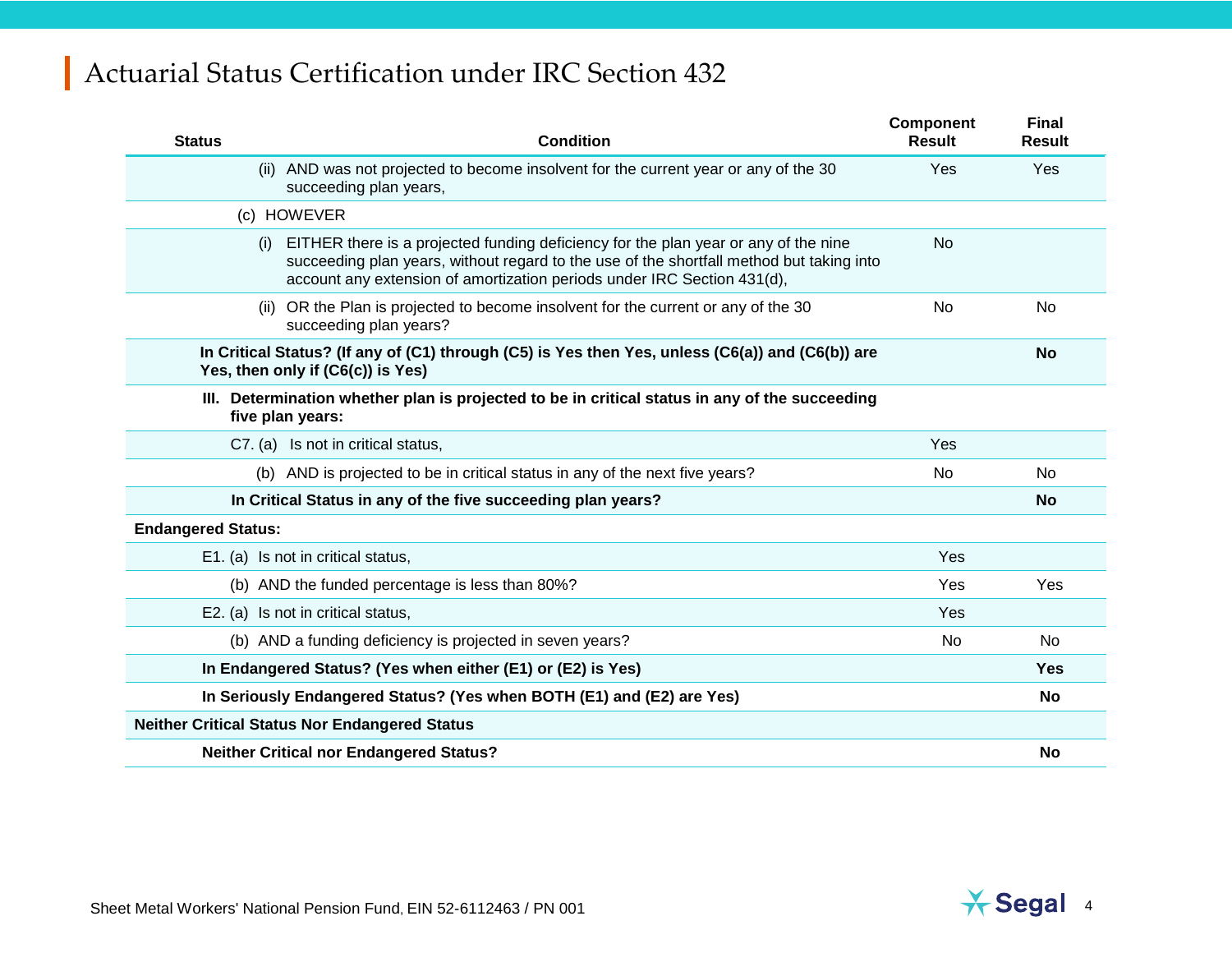# Actuarial Status Certification under IRC Section 432

| Status | Condition | Component Result | Final Result |
|---|---|---|---|
| | (ii) AND was not projected to become insolvent for the current year or any of the 30 succeeding plan years, | Yes | Yes |
| | (c) HOWEVER | | |
| | (i) EITHER there is a projected funding deficiency for the plan year or any of the nine succeeding plan years, without regard to the use of the shortfall method but taking into account any extension of amortization periods under IRC Section 431(d), | No | |
| | (ii) OR the Plan is projected to become insolvent for the current or any of the 30 succeeding plan years? | No | No |
| **In Critical Status? (If any of (C1) through (C5) is Yes then Yes, unless (C6(a)) and (C6(b)) are Yes, then only if (C6(c)) is Yes)** | | | **No** |
| **III. Determination whether plan is projected to be in critical status in any of the succeeding five plan years:** | | | |
| | C7. (a) Is not in critical status, | Yes | |
| | (b) AND is projected to be in critical status in any of the next five years? | No | No |
| **In Critical Status in any of the five succeeding plan years?** | | | **No** |
| **Endangered Status:** | | | |
| | E1. (a) Is not in critical status, | Yes | |
| | (b) AND the funded percentage is less than 80%? | Yes | Yes |
| | E2. (a) Is not in critical status, | Yes | |
| | (b) AND a funding deficiency is projected in seven years? | No | No |
| **In Endangered Status? (Yes when either (E1) or (E2) is Yes)** | | | **Yes** |
| **In Seriously Endangered Status? (Yes when BOTH (E1) and (E2) are Yes)** | | | **No** |
| **Neither Critical Status Nor Endangered Status** | | | |
| **Neither Critical nor Endangered Status?** | | | **No** |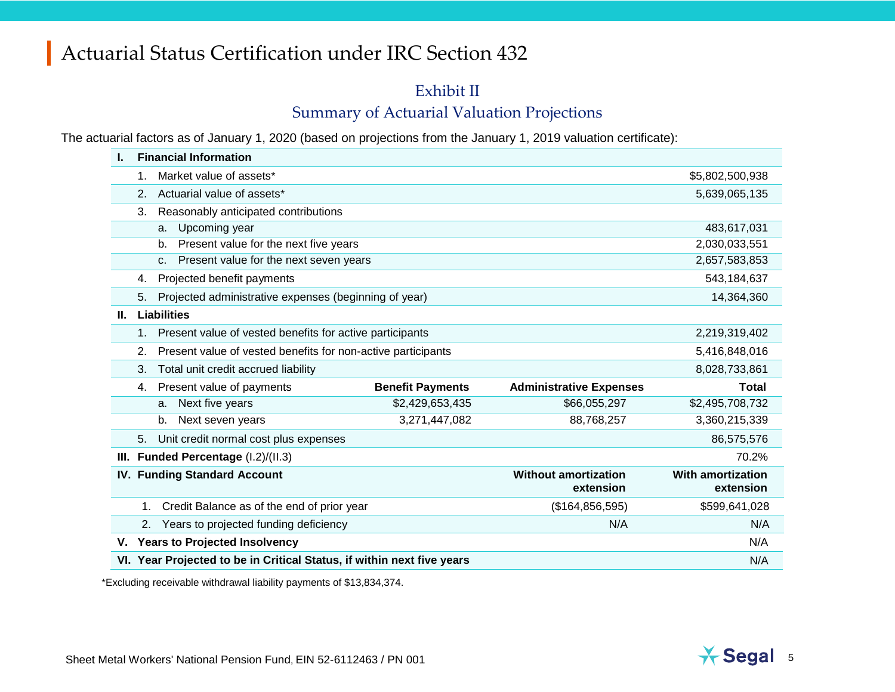# Actuarial Status Certification under IRC Section 432

## Exhibit II

## Summary of Actuarial Valuation Projections

The actuarial factors as of January 1, 2020 (based on projections from the January 1, 2019 valuation certificate):

| | | | |
|---|---|---|---|
| **I. Financial Information** | | | |
| 1. Market value of assets* | | | $5,802,500,938 |
| 2. Actuarial value of assets* | | | 5,639,065,135 |
| 3. Reasonably anticipated contributions | | | |
| a. Upcoming year | | | 483,617,031 |
| b. Present value for the next five years | | | 2,030,033,551 |
| c. Present value for the next seven years | | | 2,657,583,853 |
| 4. Projected benefit payments | | | 543,184,637 |
| 5. Projected administrative expenses (beginning of year) | | | 14,364,360 |
| **II. Liabilities** | | | |
| 1. Present value of vested benefits for active participants | | | 2,219,319,402 |
| 2. Present value of vested benefits for non-active participants | | | 5,416,848,016 |
| 3. Total unit credit accrued liability | | | 8,028,733,861 |
| 4. Present value of payments | **Benefit Payments** | **Administrative Expenses** | **Total** |
| a. Next five years | $2,429,653,435 | $66,055,297 | $2,495,708,732 |
| b. Next seven years | 3,271,447,082 | 88,768,257 | 3,360,215,339 |
| 5. Unit credit normal cost plus expenses | | | 86,575,576 |
| **III. Funded Percentage** (I.2)/(II.3) | | | 70.2% |
| **IV. Funding Standard Account** | | **Without amortization extension** | **With amortization extension** |
| 1. Credit Balance as of the end of prior year | | ($164,856,595) | $599,641,028 |
| 2. Years to projected funding deficiency | | N/A | N/A |
| **V. Years to Projected Insolvency** | | | N/A |
| **VI. Year Projected to be in Critical Status, if within next five years** | | | N/A |

*Excluding receivable withdrawal liability payments of $13,834,374.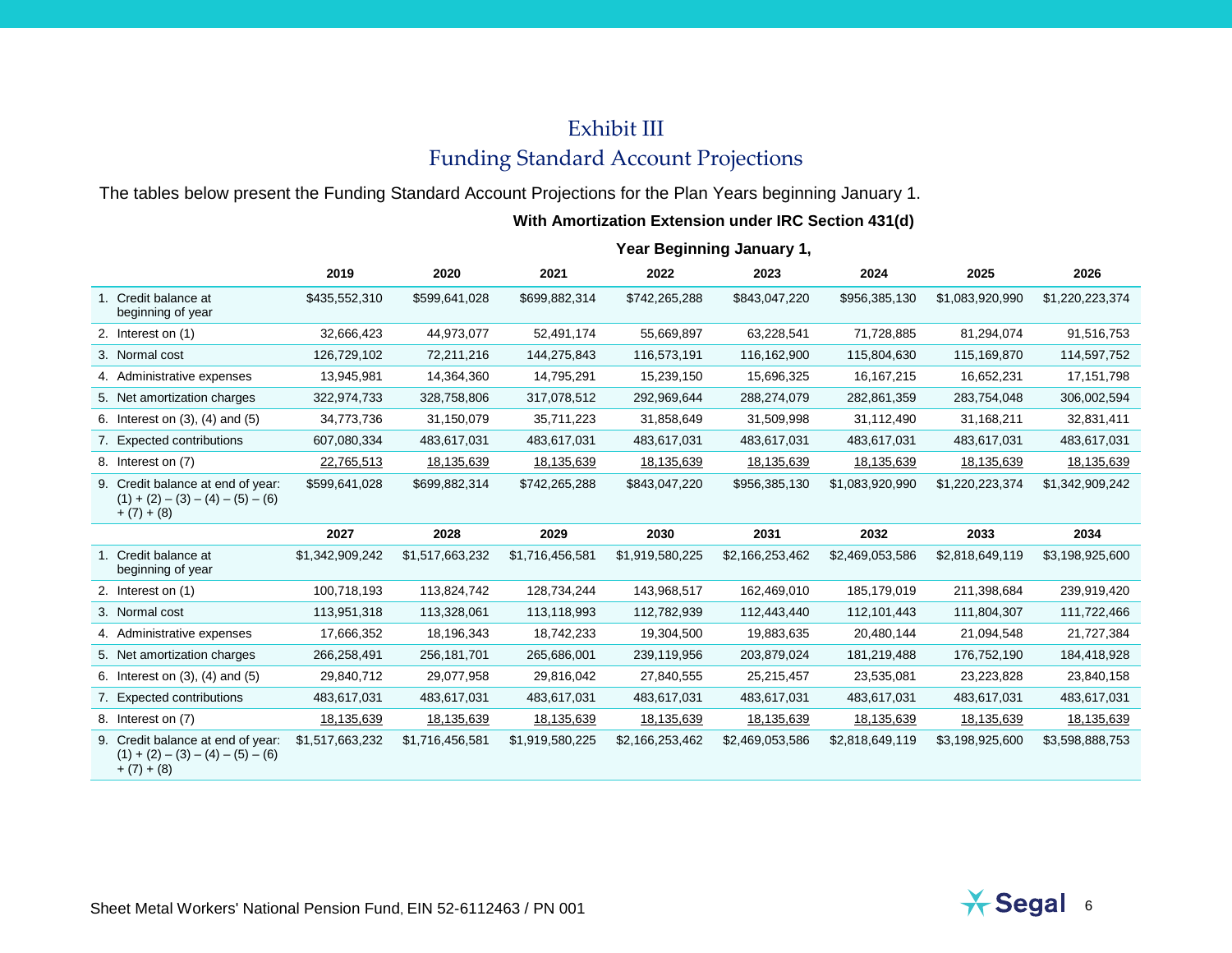# Exhibit III

## Funding Standard Account Projections

The tables below present the Funding Standard Account Projections for the Plan Years beginning January 1.

**With Amortization Extension under IRC Section 431(d)**

**Year Beginning January 1,**

| | 2019 | 2020 | 2021 | 2022 | 2023 | 2024 | 2025 | 2026 |
|---|---|---|---|---|---|---|---|---|
| 1. Credit balance at beginning of year | $435,552,310 | $599,641,028 | $699,882,314 | $742,265,288 | $843,047,220 | $956,385,130 | $1,083,920,990 | $1,220,223,374 |
| 2. Interest on (1) | 32,666,423 | 44,973,077 | 52,491,174 | 55,669,897 | 63,228,541 | 71,728,885 | 81,294,074 | 91,516,753 |
| 3. Normal cost | 126,729,102 | 72,211,216 | 144,275,843 | 116,573,191 | 116,162,900 | 115,804,630 | 115,169,870 | 114,597,752 |
| 4. Administrative expenses | 13,945,981 | 14,364,360 | 14,795,291 | 15,239,150 | 15,696,325 | 16,167,215 | 16,652,231 | 17,151,798 |
| 5. Net amortization charges | 322,974,733 | 328,758,806 | 317,078,512 | 292,969,644 | 288,274,079 | 282,861,359 | 283,754,048 | 306,002,594 |
| 6. Interest on (3), (4) and (5) | 34,773,736 | 31,150,079 | 35,711,223 | 31,858,649 | 31,509,998 | 31,112,490 | 31,168,211 | 32,831,411 |
| 7. Expected contributions | 607,080,334 | 483,617,031 | 483,617,031 | 483,617,031 | 483,617,031 | 483,617,031 | 483,617,031 | 483,617,031 |
| 8. Interest on (7) | 22,765,513 | 18,135,639 | 18,135,639 | 18,135,639 | 18,135,639 | 18,135,639 | 18,135,639 | 18,135,639 |
| 9. Credit balance at end of year: (1) + (2) – (3) – (4) – (5) – (6) + (7) + (8) | $599,641,028 | $699,882,314 | $742,265,288 | $843,047,220 | $956,385,130 | $1,083,920,990 | $1,220,223,374 | $1,342,909,242 |
| | **2027** | **2028** | **2029** | **2030** | **2031** | **2032** | **2033** | **2034** |
| 1. Credit balance at beginning of year | $1,342,909,242 | $1,517,663,232 | $1,716,456,581 | $1,919,580,225 | $2,166,253,462 | $2,469,053,586 | $2,818,649,119 | $3,198,925,600 |
| 2. Interest on (1) | 100,718,193 | 113,824,742 | 128,734,244 | 143,968,517 | 162,469,010 | 185,179,019 | 211,398,684 | 239,919,420 |
| 3. Normal cost | 113,951,318 | 113,328,061 | 113,118,993 | 112,782,939 | 112,443,440 | 112,101,443 | 111,804,307 | 111,722,466 |
| 4. Administrative expenses | 17,666,352 | 18,196,343 | 18,742,233 | 19,304,500 | 19,883,635 | 20,480,144 | 21,094,548 | 21,727,384 |
| 5. Net amortization charges | 266,258,491 | 256,181,701 | 265,686,001 | 239,119,956 | 203,879,024 | 181,219,488 | 176,752,190 | 184,418,928 |
| 6. Interest on (3), (4) and (5) | 29,840,712 | 29,077,958 | 29,816,042 | 27,840,555 | 25,215,457 | 23,535,081 | 23,223,828 | 23,840,158 |
| 7. Expected contributions | 483,617,031 | 483,617,031 | 483,617,031 | 483,617,031 | 483,617,031 | 483,617,031 | 483,617,031 | 483,617,031 |
| 8. Interest on (7) | 18,135,639 | 18,135,639 | 18,135,639 | 18,135,639 | 18,135,639 | 18,135,639 | 18,135,639 | 18,135,639 |
| 9. Credit balance at end of year: (1) + (2) – (3) – (4) – (5) – (6) + (7) + (8) | $1,517,663,232 | $1,716,456,581 | $1,919,580,225 | $2,166,253,462 | $2,469,053,586 | $2,818,649,119 | $3,198,925,600 | $3,598,888,753 |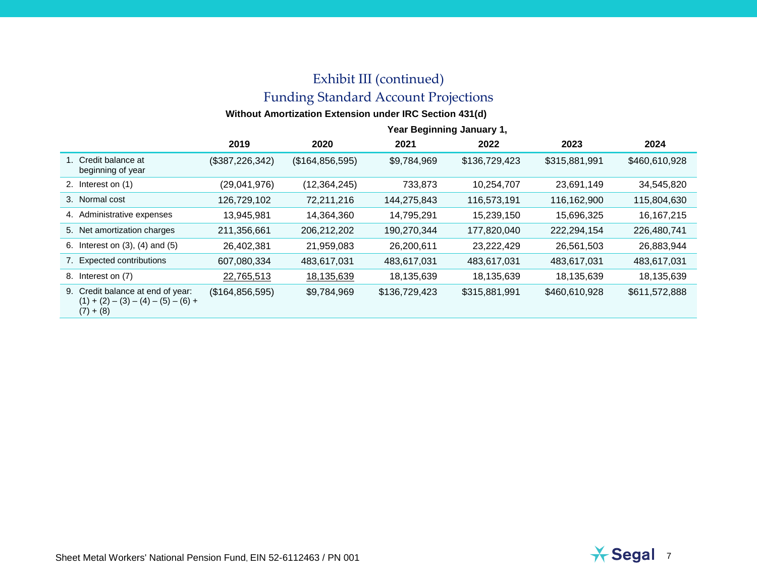# Exhibit III (continued)

## Funding Standard Account Projections

**Without Amortization Extension under IRC Section 431(d)**

| | Year Beginning January 1, | | | | | |
|---|---|---|---|---|---|---|
| | **2019** | **2020** | **2021** | **2022** | **2023** | **2024** |
| 1. Credit balance at beginning of year | ($387,226,342) | ($164,856,595) | $9,784,969 | $136,729,423 | $315,881,991 | $460,610,928 |
| 2. Interest on (1) | (29,041,976) | (12,364,245) | 733,873 | 10,254,707 | 23,691,149 | 34,545,820 |
| 3. Normal cost | 126,729,102 | 72,211,216 | 144,275,843 | 116,573,191 | 116,162,900 | 115,804,630 |
| 4. Administrative expenses | 13,945,981 | 14,364,360 | 14,795,291 | 15,239,150 | 15,696,325 | 16,167,215 |
| 5. Net amortization charges | 211,356,661 | 206,212,202 | 190,270,344 | 177,820,040 | 222,294,154 | 226,480,741 |
| 6. Interest on (3), (4) and (5) | 26,402,381 | 21,959,083 | 26,200,611 | 23,222,429 | 26,561,503 | 26,883,944 |
| 7. Expected contributions | 607,080,334 | 483,617,031 | 483,617,031 | 483,617,031 | 483,617,031 | 483,617,031 |
| 8. Interest on (7) | 22,765,513 | 18,135,639 | 18,135,639 | 18,135,639 | 18,135,639 | 18,135,639 |
| 9. Credit balance at end of year: (1) + (2) – (3) – (4) – (5) – (6) + (7) + (8) | ($164,856,595) | $9,784,969 | $136,729,423 | $315,881,991 | $460,610,928 | $611,572,888 |

Sheet Metal Workers' National Pension Fund, EIN 52-6112463 / PN 001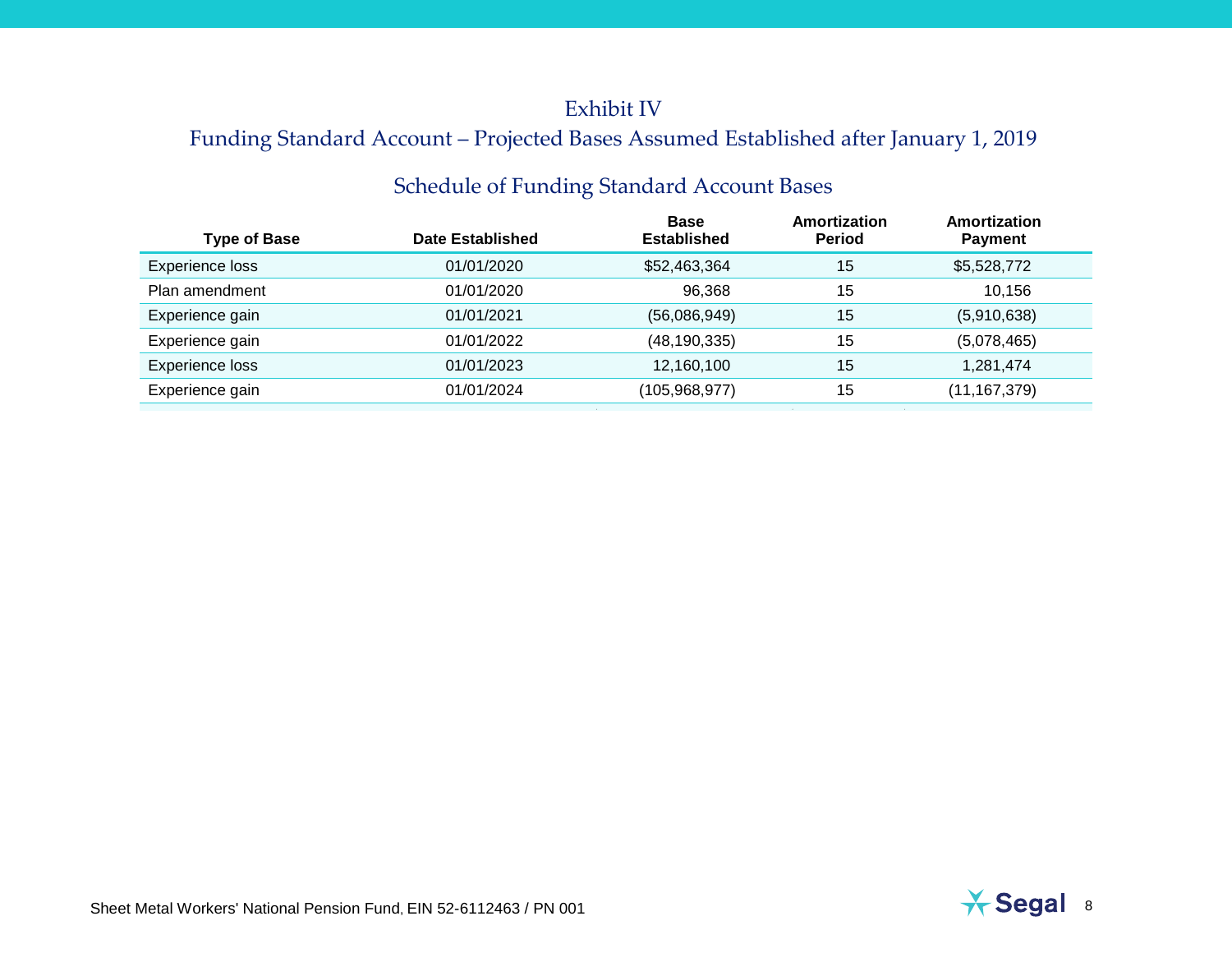# Exhibit IV

## Funding Standard Account – Projected Bases Assumed Established after January 1, 2019

### Schedule of Funding Standard Account Bases

| Type of Base | Date Established | Base Established | Amortization Period | Amortization Payment |
|---|---|---|---|---|
| Experience loss | 01/01/2020 | $52,463,364 | 15 | $5,528,772 |
| Plan amendment | 01/01/2020 | 96,368 | 15 | 10,156 |
| Experience gain | 01/01/2021 | (56,086,949) | 15 | (5,910,638) |
| Experience gain | 01/01/2022 | (48,190,335) | 15 | (5,078,465) |
| Experience loss | 01/01/2023 | 12,160,100 | 15 | 1,281,474 |
| Experience gain | 01/01/2024 | (105,968,977) | 15 | (11,167,379) |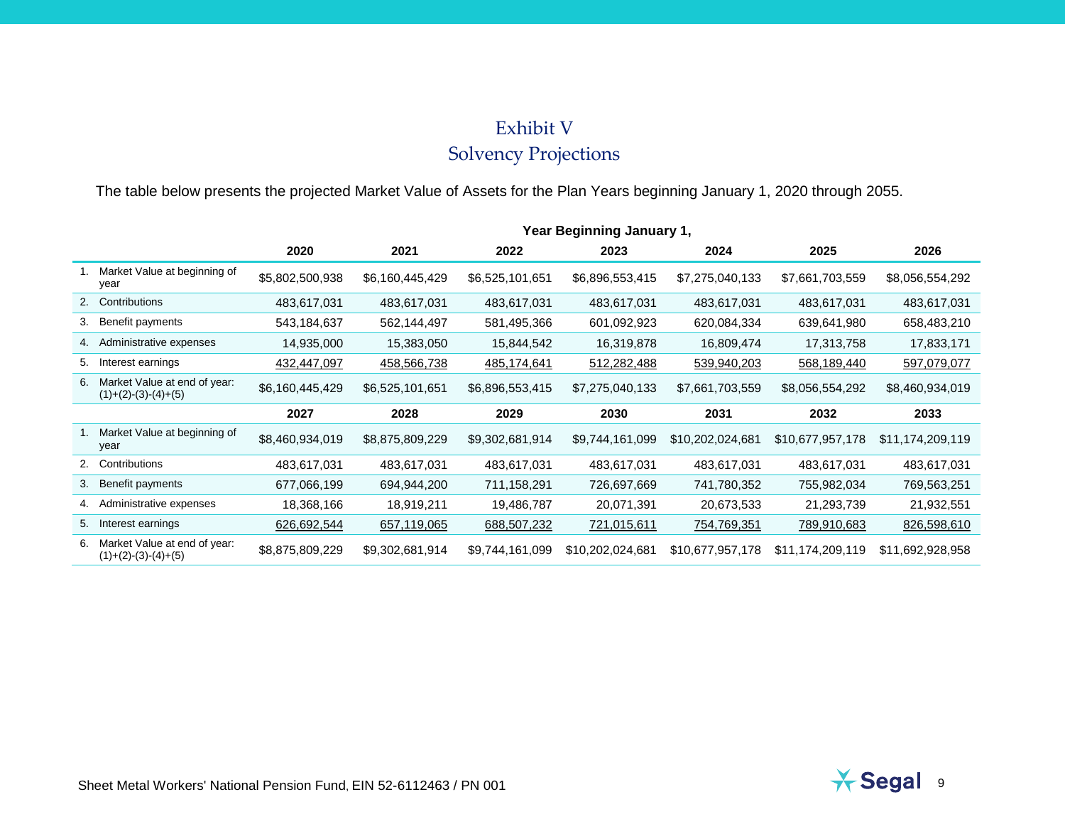# Exhibit V

## Solvency Projections

The table below presents the projected Market Value of Assets for the Plan Years beginning January 1, 2020 through 2055.

| | Year Beginning January 1, | | | | | | |
|---|---|---|---|---|---|---|---|
| | **2020** | **2021** | **2022** | **2023** | **2024** | **2025** | **2026** |
| 1. Market Value at beginning of year | $5,802,500,938 | $6,160,445,429 | $6,525,101,651 | $6,896,553,415 | $7,275,040,133 | $7,661,703,559 | $8,056,554,292 |
| 2. Contributions | 483,617,031 | 483,617,031 | 483,617,031 | 483,617,031 | 483,617,031 | 483,617,031 | 483,617,031 |
| 3. Benefit payments | 543,184,637 | 562,144,497 | 581,495,366 | 601,092,923 | 620,084,334 | 639,641,980 | 658,483,210 |
| 4. Administrative expenses | 14,935,000 | 15,383,050 | 15,844,542 | 16,319,878 | 16,809,474 | 17,313,758 | 17,833,171 |
| 5. Interest earnings | 432,447,097 | 458,566,738 | 485,174,641 | 512,282,488 | 539,940,203 | 568,189,440 | 597,079,077 |
| 6. Market Value at end of year: (1)+(2)-(3)-(4)+(5) | $6,160,445,429 | $6,525,101,651 | $6,896,553,415 | $7,275,040,133 | $7,661,703,559 | $8,056,554,292 | $8,460,934,019 |
| | **2027** | **2028** | **2029** | **2030** | **2031** | **2032** | **2033** |
| 1. Market Value at beginning of year | $8,460,934,019 | $8,875,809,229 | $9,302,681,914 | $9,744,161,099 | $10,202,024,681 | $10,677,957,178 | $11,174,209,119 |
| 2. Contributions | 483,617,031 | 483,617,031 | 483,617,031 | 483,617,031 | 483,617,031 | 483,617,031 | 483,617,031 |
| 3. Benefit payments | 677,066,199 | 694,944,200 | 711,158,291 | 726,697,669 | 741,780,352 | 755,982,034 | 769,563,251 |
| 4. Administrative expenses | 18,368,166 | 18,919,211 | 19,486,787 | 20,071,391 | 20,673,533 | 21,293,739 | 21,932,551 |
| 5. Interest earnings | 626,692,544 | 657,119,065 | 688,507,232 | 721,015,611 | 754,769,351 | 789,910,683 | 826,598,610 |
| 6. Market Value at end of year: (1)+(2)-(3)-(4)+(5) | $8,875,809,229 | $9,302,681,914 | $9,744,161,099 | $10,202,024,681 | $10,677,957,178 | $11,174,209,119 | $11,692,928,958 |

Sheet Metal Workers' National Pension Fund, EIN 52-6112463 / PN 001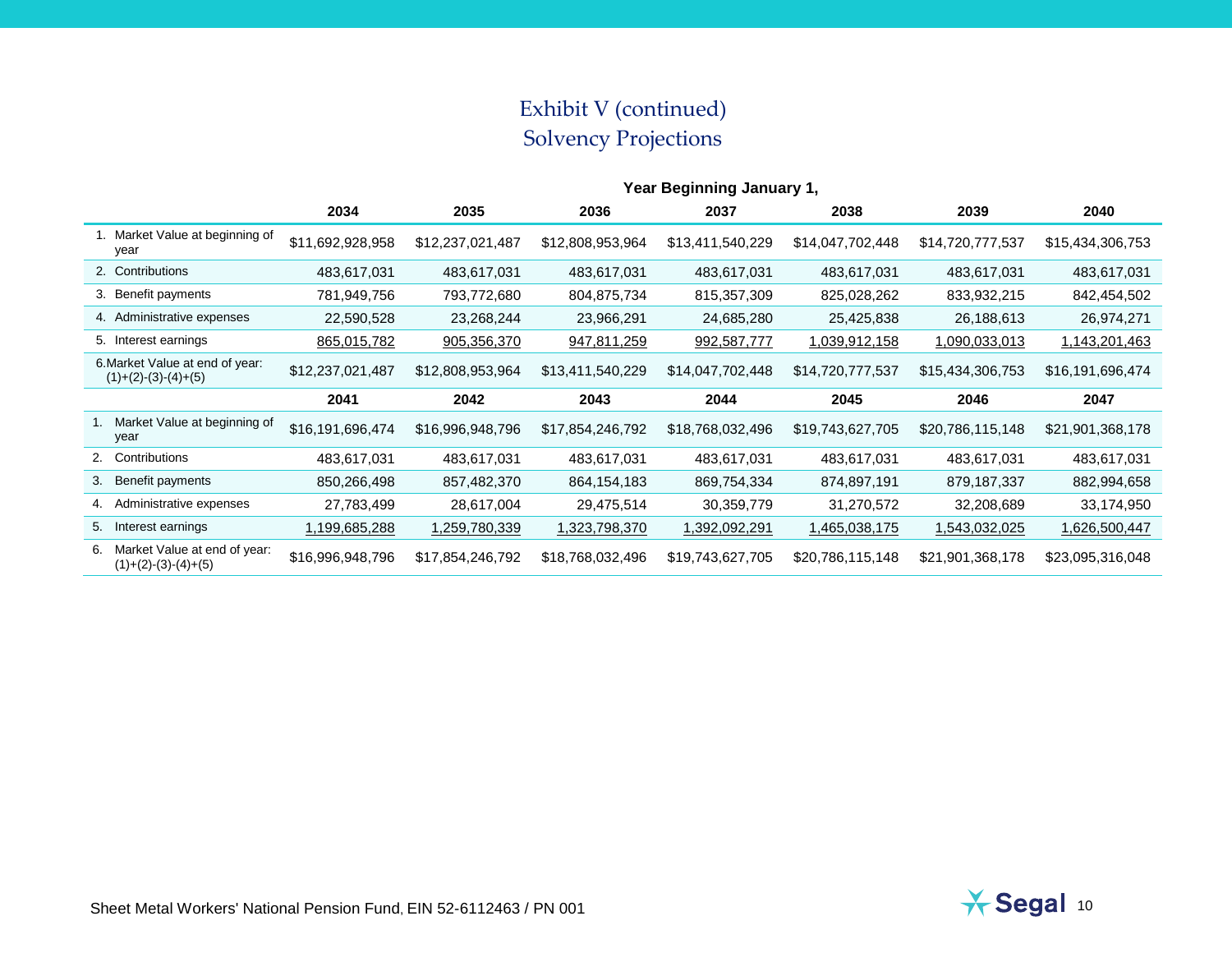## Exhibit V (continued)
## Solvency Projections

| | Year Beginning January 1, | | | | | | |
|---|---|---|---|---|---|---|---|
| | 2034 | 2035 | 2036 | 2037 | 2038 | 2039 | 2040 |
| 1. Market Value at beginning of year | $11,692,928,958 | $12,237,021,487 | $12,808,953,964 | $13,411,540,229 | $14,047,702,448 | $14,720,777,537 | $15,434,306,753 |
| 2. Contributions | 483,617,031 | 483,617,031 | 483,617,031 | 483,617,031 | 483,617,031 | 483,617,031 | 483,617,031 |
| 3. Benefit payments | 781,949,756 | 793,772,680 | 804,875,734 | 815,357,309 | 825,028,262 | 833,932,215 | 842,454,502 |
| 4. Administrative expenses | 22,590,528 | 23,268,244 | 23,966,291 | 24,685,280 | 25,425,838 | 26,188,613 | 26,974,271 |
| 5. Interest earnings | 865,015,782 | 905,356,370 | 947,811,259 | 992,587,777 | 1,039,912,158 | 1,090,033,013 | 1,143,201,463 |
| 6. Market Value at end of year: (1)+(2)-(3)-(4)+(5) | $12,237,021,487 | $12,808,953,964 | $13,411,540,229 | $14,047,702,448 | $14,720,777,537 | $15,434,306,753 | $16,191,696,474 |
| | 2041 | 2042 | 2043 | 2044 | 2045 | 2046 | 2047 |
| 1. Market Value at beginning of year | $16,191,696,474 | $16,996,948,796 | $17,854,246,792 | $18,768,032,496 | $19,743,627,705 | $20,786,115,148 | $21,901,368,178 |
| 2. Contributions | 483,617,031 | 483,617,031 | 483,617,031 | 483,617,031 | 483,617,031 | 483,617,031 | 483,617,031 |
| 3. Benefit payments | 850,266,498 | 857,482,370 | 864,154,183 | 869,754,334 | 874,897,191 | 879,187,337 | 882,994,658 |
| 4. Administrative expenses | 27,783,499 | 28,617,004 | 29,475,514 | 30,359,779 | 31,270,572 | 32,208,689 | 33,174,950 |
| 5. Interest earnings | 1,199,685,288 | 1,259,780,339 | 1,323,798,370 | 1,392,092,291 | 1,465,038,175 | 1,543,032,025 | 1,626,500,447 |
| 6. Market Value at end of year: (1)+(2)-(3)-(4)+(5) | $16,996,948,796 | $17,854,246,792 | $18,768,032,496 | $19,743,627,705 | $20,786,115,148 | $21,901,368,178 | $23,095,316,048 |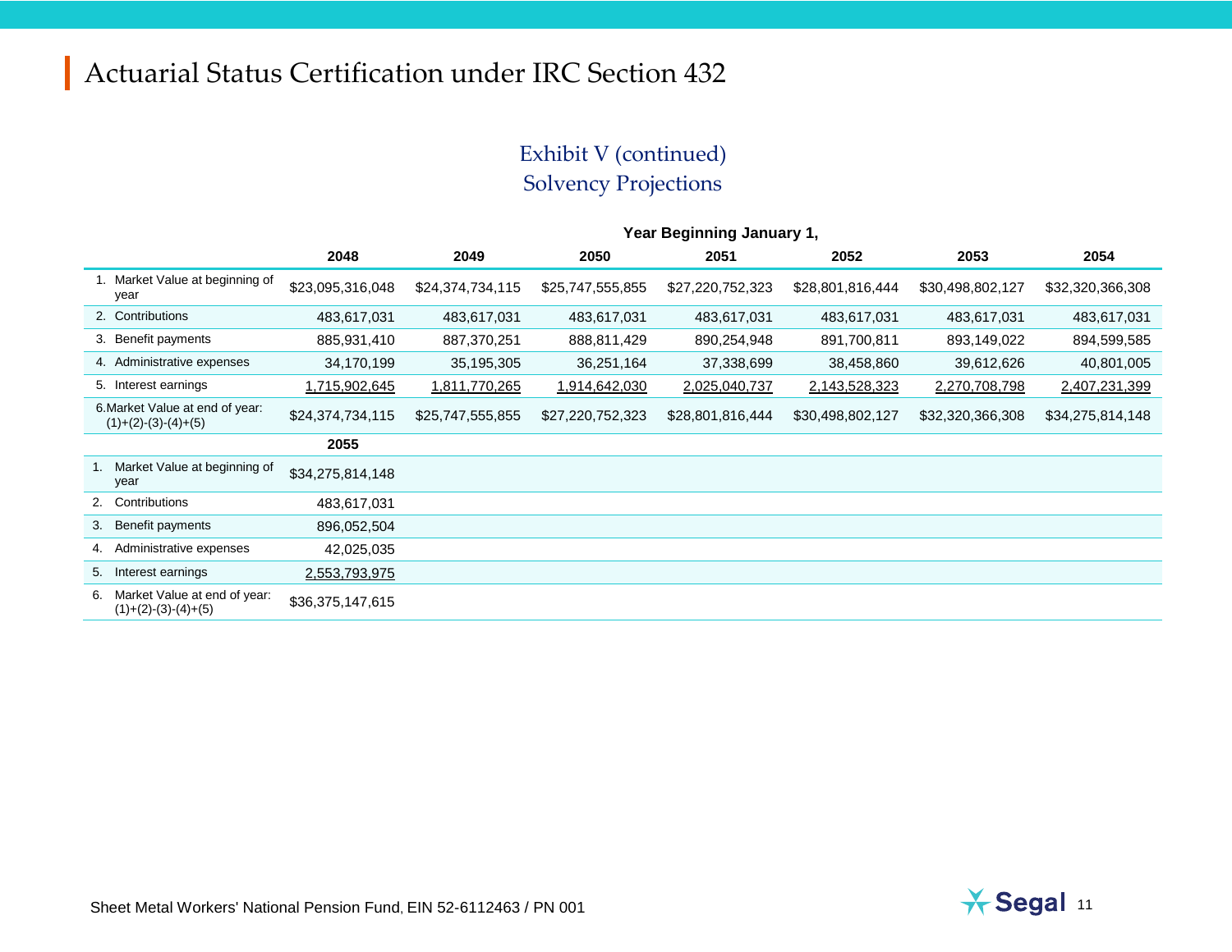# Actuarial Status Certification under IRC Section 432

## Exhibit V (continued)
## Solvency Projections

| | Year Beginning January 1, | | | | | | |
|---|---|---|---|---|---|---|---|
| | 2048 | 2049 | 2050 | 2051 | 2052 | 2053 | 2054 |
| 1. Market Value at beginning of year | $23,095,316,048 | $24,374,734,115 | $25,747,555,855 | $27,220,752,323 | $28,801,816,444 | $30,498,802,127 | $32,320,366,308 |
| 2. Contributions | 483,617,031 | 483,617,031 | 483,617,031 | 483,617,031 | 483,617,031 | 483,617,031 | 483,617,031 |
| 3. Benefit payments | 885,931,410 | 887,370,251 | 888,811,429 | 890,254,948 | 891,700,811 | 893,149,022 | 894,599,585 |
| 4. Administrative expenses | 34,170,199 | 35,195,305 | 36,251,164 | 37,338,699 | 38,458,860 | 39,612,626 | 40,801,005 |
| 5. Interest earnings | 1,715,902,645 | 1,811,770,265 | 1,914,642,030 | 2,025,040,737 | 2,143,528,323 | 2,270,708,798 | 2,407,231,399 |
| 6. Market Value at end of year: (1)+(2)-(3)-(4)+(5) | $24,374,734,115 | $25,747,555,855 | $27,220,752,323 | $28,801,816,444 | $30,498,802,127 | $32,320,366,308 | $34,275,814,148 |
| | **2055** | | | | | | |
| 1. Market Value at beginning of year | $34,275,814,148 | | | | | | |
| 2. Contributions | 483,617,031 | | | | | | |
| 3. Benefit payments | 896,052,504 | | | | | | |
| 4. Administrative expenses | 42,025,035 | | | | | | |
| 5. Interest earnings | 2,553,793,975 | | | | | | |
| 6. Market Value at end of year: (1)+(2)-(3)-(4)+(5) | $36,375,147,615 | | | | | | |

Sheet Metal Workers' National Pension Fund, EIN 52-6112463 / PN 001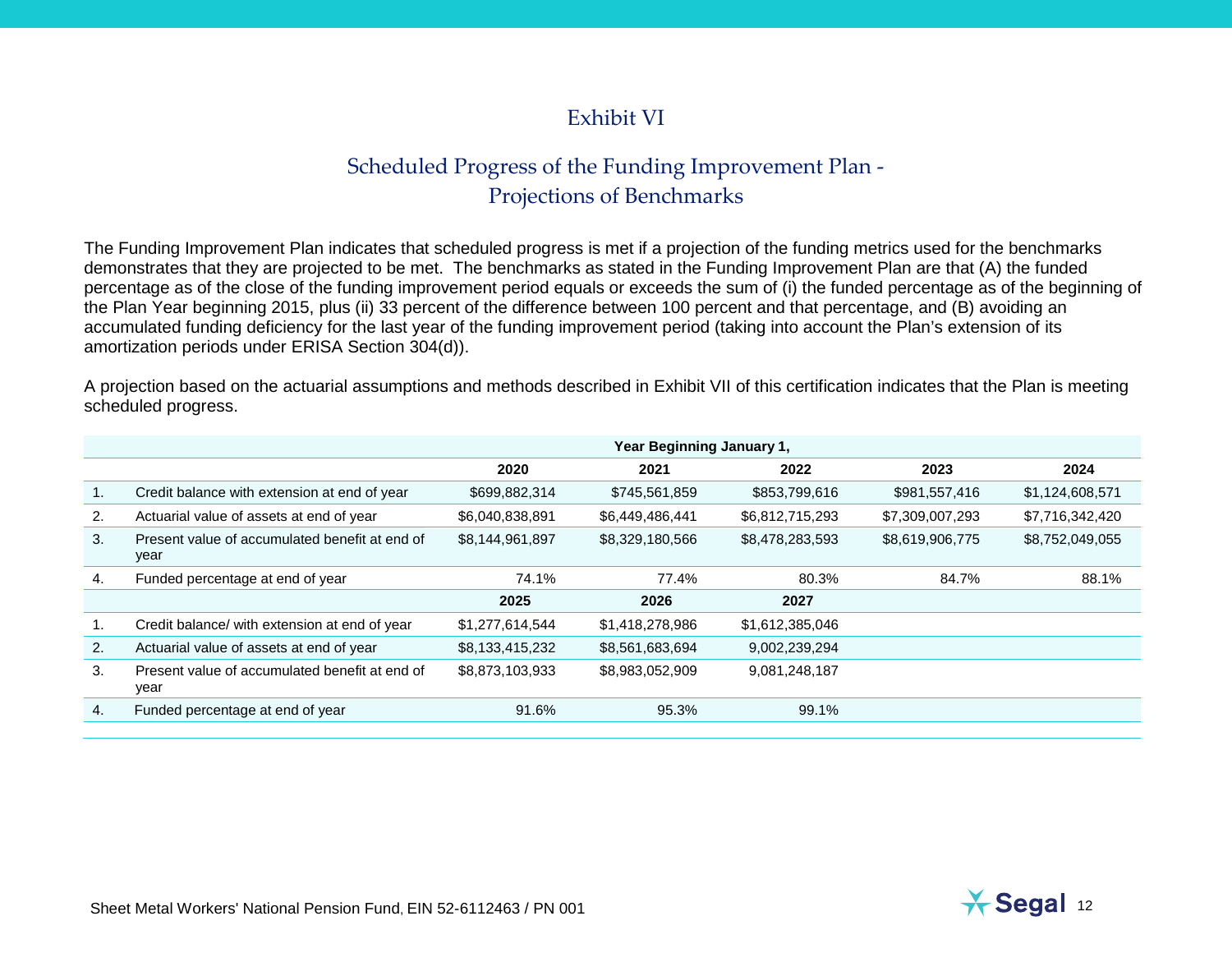# Exhibit VI

## Scheduled Progress of the Funding Improvement Plan - Projections of Benchmarks

The Funding Improvement Plan indicates that scheduled progress is met if a projection of the funding metrics used for the benchmarks demonstrates that they are projected to be met. The benchmarks as stated in the Funding Improvement Plan are that (A) the funded percentage as of the close of the funding improvement period equals or exceeds the sum of (i) the funded percentage as of the beginning of the Plan Year beginning 2015, plus (ii) 33 percent of the difference between 100 percent and that percentage, and (B) avoiding an accumulated funding deficiency for the last year of the funding improvement period (taking into account the Plan's extension of its amortization periods under ERISA Section 304(d)).

A projection based on the actuarial assumptions and methods described in Exhibit VII of this certification indicates that the Plan is meeting scheduled progress.

| | | Year Beginning January 1, | | | | |
|---|---|---|---|---|---|---|
| | | **2020** | **2021** | **2022** | **2023** | **2024** |
| 1. | Credit balance with extension at end of year | $699,882,314 | $745,561,859 | $853,799,616 | $981,557,416 | $1,124,608,571 |
| 2. | Actuarial value of assets at end of year | $6,040,838,891 | $6,449,486,441 | $6,812,715,293 | $7,309,007,293 | $7,716,342,420 |
| 3. | Present value of accumulated benefit at end of year | $8,144,961,897 | $8,329,180,566 | $8,478,283,593 | $8,619,906,775 | $8,752,049,055 |
| 4. | Funded percentage at end of year | 74.1% | 77.4% | 80.3% | 84.7% | 88.1% |
| | | **2025** | **2026** | **2027** | | |
| 1. | Credit balance/ with extension at end of year | $1,277,614,544 | $1,418,278,986 | $1,612,385,046 | | |
| 2. | Actuarial value of assets at end of year | $8,133,415,232 | $8,561,683,694 | 9,002,239,294 | | |
| 3. | Present value of accumulated benefit at end of year | $8,873,103,933 | $8,983,052,909 | 9,081,248,187 | | |
| 4. | Funded percentage at end of year | 91.6% | 95.3% | 99.1% | | |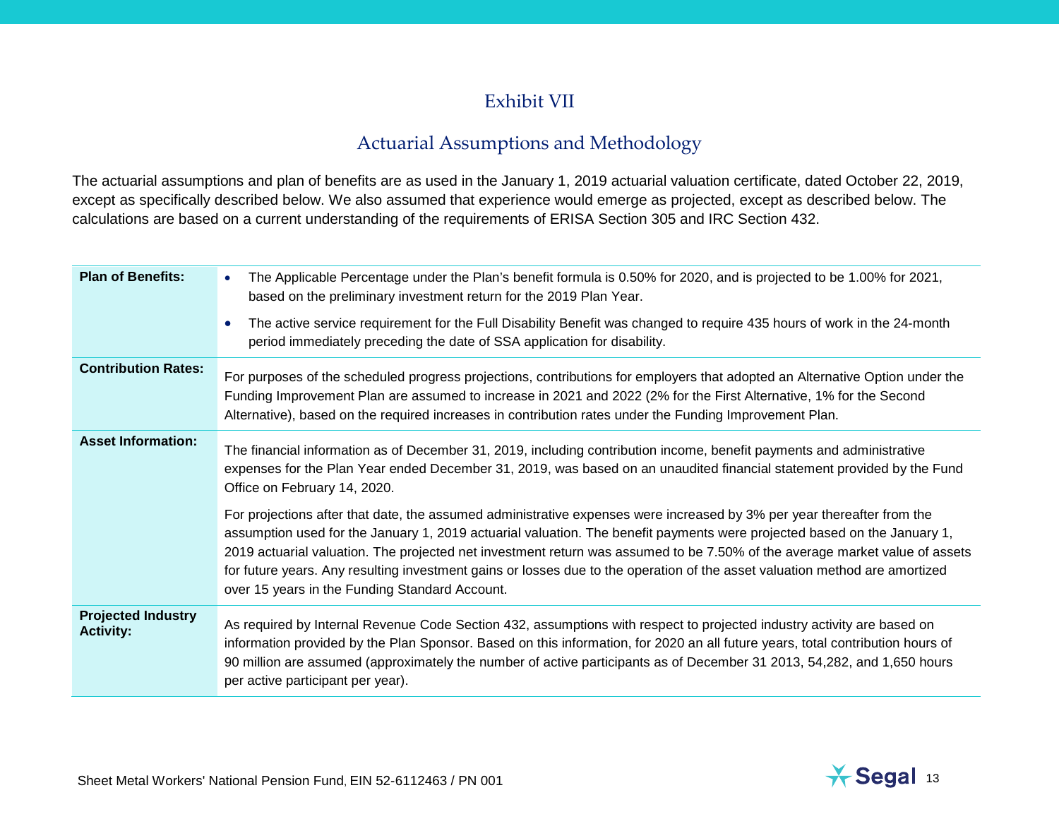# Exhibit VII

## Actuarial Assumptions and Methodology

The actuarial assumptions and plan of benefits are as used in the January 1, 2019 actuarial valuation certificate, dated October 22, 2019, except as specifically described below. We also assumed that experience would emerge as projected, except as described below. The calculations are based on a current understanding of the requirements of ERISA Section 305 and IRC Section 432.

| | |
|---|---|
| **Plan of Benefits:** | • The Applicable Percentage under the Plan's benefit formula is 0.50% for 2020, and is projected to be 1.00% for 2021, based on the preliminary investment return for the 2019 Plan Year. <br> • The active service requirement for the Full Disability Benefit was changed to require 435 hours of work in the 24-month period immediately preceding the date of SSA application for disability. |
| **Contribution Rates:** | For purposes of the scheduled progress projections, contributions for employers that adopted an Alternative Option under the Funding Improvement Plan are assumed to increase in 2021 and 2022 (2% for the First Alternative, 1% for the Second Alternative), based on the required increases in contribution rates under the Funding Improvement Plan. |
| **Asset Information:** | The financial information as of December 31, 2019, including contribution income, benefit payments and administrative expenses for the Plan Year ended December 31, 2019, was based on an unaudited financial statement provided by the Fund Office on February 14, 2020. <br><br> For projections after that date, the assumed administrative expenses were increased by 3% per year thereafter from the assumption used for the January 1, 2019 actuarial valuation. The benefit payments were projected based on the January 1, 2019 actuarial valuation. The projected net investment return was assumed to be 7.50% of the average market value of assets for future years. Any resulting investment gains or losses due to the operation of the asset valuation method are amortized over 15 years in the Funding Standard Account. |
| **Projected Industry Activity:** | As required by Internal Revenue Code Section 432, assumptions with respect to projected industry activity are based on information provided by the Plan Sponsor. Based on this information, for 2020 an all future years, total contribution hours of 90 million are assumed (approximately the number of active participants as of December 31 2013, 54,282, and 1,650 hours per active participant per year). |

Sheet Metal Workers' National Pension Fund, EIN 52-6112463 / PN 001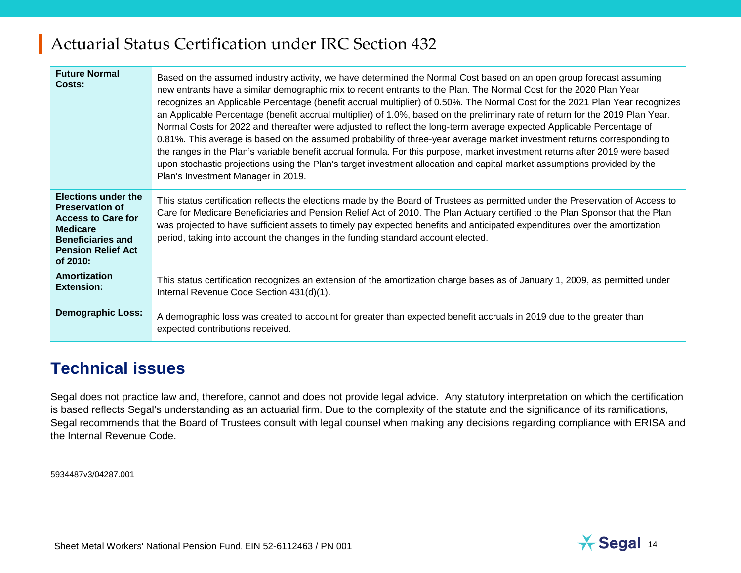# Actuarial Status Certification under IRC Section 432

| | |
|---|---|
| **Future Normal Costs:** | Based on the assumed industry activity, we have determined the Normal Cost based on an open group forecast assuming new entrants have a similar demographic mix to recent entrants to the Plan. The Normal Cost for the 2020 Plan Year recognizes an Applicable Percentage (benefit accrual multiplier) of 0.50%. The Normal Cost for the 2021 Plan Year recognizes an Applicable Percentage (benefit accrual multiplier) of 1.0%, based on the preliminary rate of return for the 2019 Plan Year. Normal Costs for 2022 and thereafter were adjusted to reflect the long-term average expected Applicable Percentage of 0.81%. This average is based on the assumed probability of three-year average market investment returns corresponding to the ranges in the Plan's variable benefit accrual formula. For this purpose, market investment returns after 2019 were based upon stochastic projections using the Plan's target investment allocation and capital market assumptions provided by the Plan's Investment Manager in 2019. |
| **Elections under the Preservation of Access to Care for Medicare Beneficiaries and Pension Relief Act of 2010:** | This status certification reflects the elections made by the Board of Trustees as permitted under the Preservation of Access to Care for Medicare Beneficiaries and Pension Relief Act of 2010. The Plan Actuary certified to the Plan Sponsor that the Plan was projected to have sufficient assets to timely pay expected benefits and anticipated expenditures over the amortization period, taking into account the changes in the funding standard account elected. |
| **Amortization Extension:** | This status certification recognizes an extension of the amortization charge bases as of January 1, 2009, as permitted under Internal Revenue Code Section 431(d)(1). |
| **Demographic Loss:** | A demographic loss was created to account for greater than expected benefit accruals in 2019 due to the greater than expected contributions received. |

## Technical issues

Segal does not practice law and, therefore, cannot and does not provide legal advice. Any statutory interpretation on which the certification is based reflects Segal's understanding as an actuarial firm. Due to the complexity of the statute and the significance of its ramifications, Segal recommends that the Board of Trustees consult with legal counsel when making any decisions regarding compliance with ERISA and the Internal Revenue Code.

5934487v3/04287.001